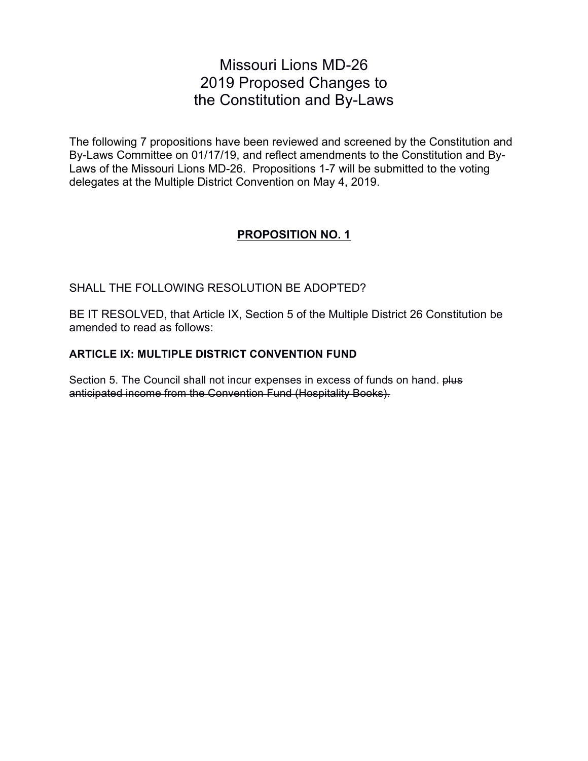# Missouri Lions MD-26
# 2019 Proposed Changes to
# the Constitution and By-Laws

The following 7 propositions have been reviewed and screened by the Constitution and By-Laws Committee on 01/17/19, and reflect amendments to the Constitution and By-Laws of the Missouri Lions MD-26. Propositions 1-7 will be submitted to the voting delegates at the Multiple District Convention on May 4, 2019.

## PROPOSITION NO. 1

SHALL THE FOLLOWING RESOLUTION BE ADOPTED?

BE IT RESOLVED, that Article IX, Section 5 of the Multiple District 26 Constitution be amended to read as follows:

**ARTICLE IX: MULTIPLE DISTRICT CONVENTION FUND**

Section 5. The Council shall not incur expenses in excess of funds on hand. ~~plus anticipated income from the Convention Fund (Hospitality Books).~~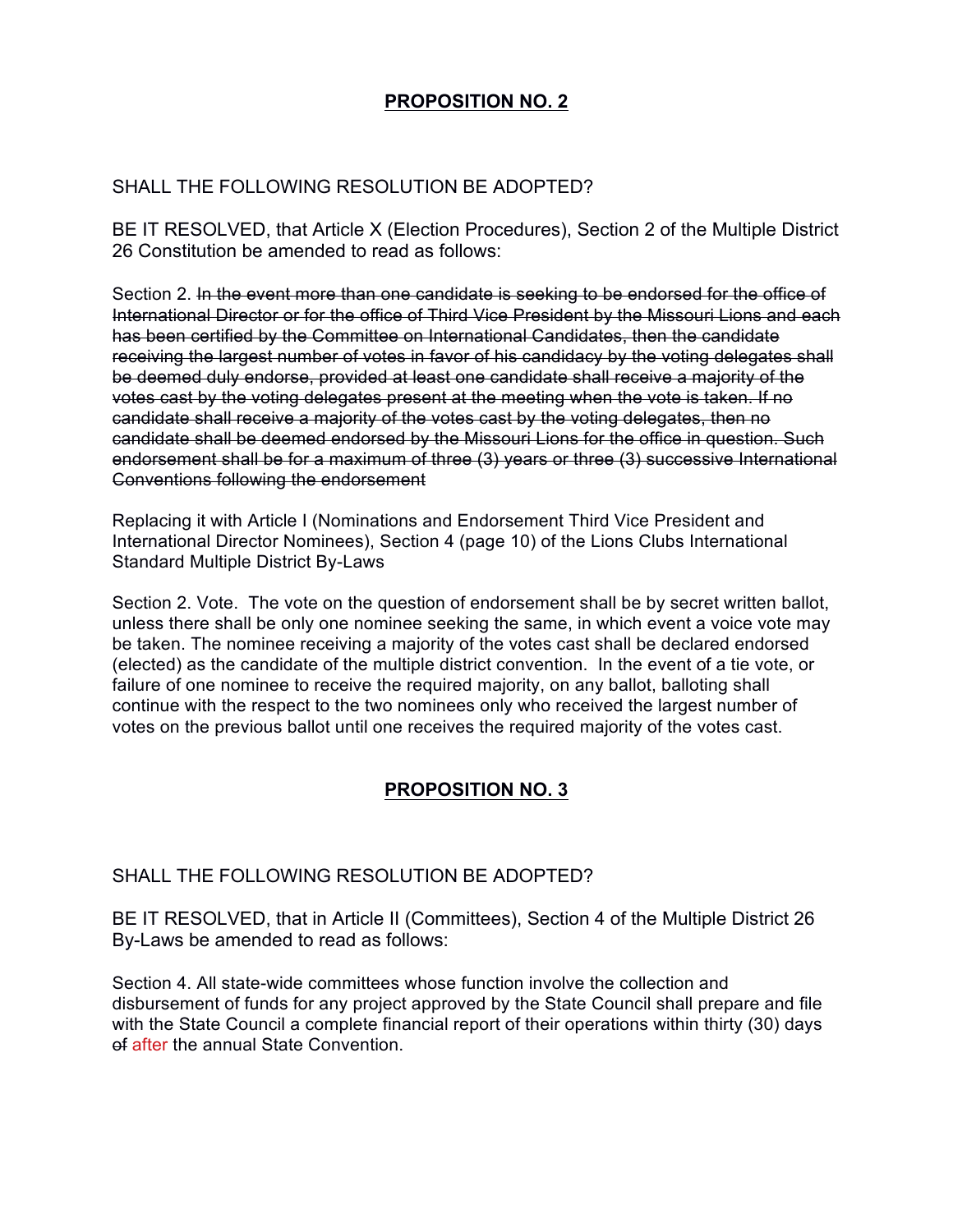## PROPOSITION NO. 2

SHALL THE FOLLOWING RESOLUTION BE ADOPTED?

BE IT RESOLVED, that Article X (Election Procedures), Section 2 of the Multiple District 26 Constitution be amended to read as follows:

Section 2. ~~In the event more than one candidate is seeking to be endorsed for the office of International Director or for the office of Third Vice President by the Missouri Lions and each has been certified by the Committee on International Candidates, then the candidate receiving the largest number of votes in favor of his candidacy by the voting delegates shall be deemed duly endorse, provided at least one candidate shall receive a majority of the votes cast by the voting delegates present at the meeting when the vote is taken. If no candidate shall receive a majority of the votes cast by the voting delegates, then no candidate shall be deemed endorsed by the Missouri Lions for the office in question. Such endorsement shall be for a maximum of three (3) years or three (3) successive International Conventions following the endorsement~~

Replacing it with Article I (Nominations and Endorsement Third Vice President and International Director Nominees), Section 4 (page 10) of the Lions Clubs International Standard Multiple District By-Laws

Section 2. Vote. The vote on the question of endorsement shall be by secret written ballot, unless there shall be only one nominee seeking the same, in which event a voice vote may be taken. The nominee receiving a majority of the votes cast shall be declared endorsed (elected) as the candidate of the multiple district convention. In the event of a tie vote, or failure of one nominee to receive the required majority, on any ballot, balloting shall continue with the respect to the two nominees only who received the largest number of votes on the previous ballot until one receives the required majority of the votes cast.

## PROPOSITION NO. 3

SHALL THE FOLLOWING RESOLUTION BE ADOPTED?

BE IT RESOLVED, that in Article II (Committees), Section 4 of the Multiple District 26 By-Laws be amended to read as follows:

Section 4. All state-wide committees whose function involve the collection and disbursement of funds for any project approved by the State Council shall prepare and file with the State Council a complete financial report of their operations within thirty (30) days ~~of~~ after the annual State Convention.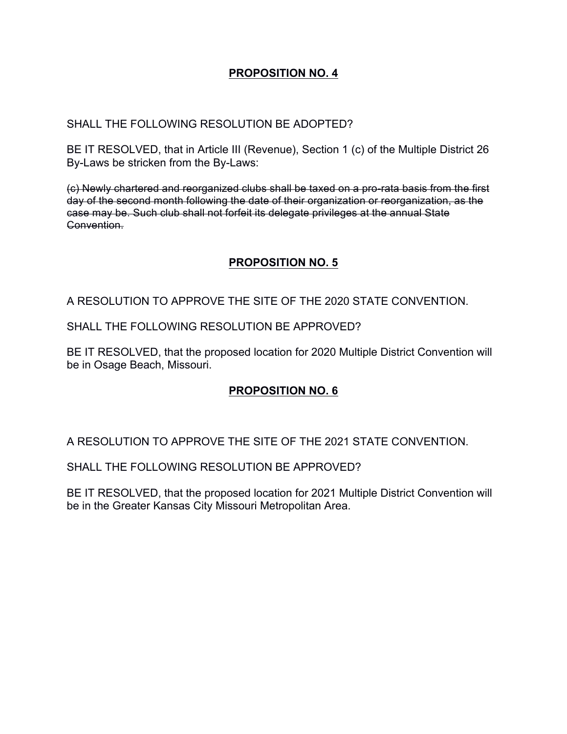## PROPOSITION NO. 4

SHALL THE FOLLOWING RESOLUTION BE ADOPTED?

BE IT RESOLVED, that in Article III (Revenue), Section 1 (c) of the Multiple District 26 By-Laws be stricken from the By-Laws:

~~(c) Newly chartered and reorganized clubs shall be taxed on a pro-rata basis from the first day of the second month following the date of their organization or reorganization, as the case may be. Such club shall not forfeit its delegate privileges at the annual State Convention.~~

## PROPOSITION NO. 5

A RESOLUTION TO APPROVE THE SITE OF THE 2020 STATE CONVENTION.

SHALL THE FOLLOWING RESOLUTION BE APPROVED?

BE IT RESOLVED, that the proposed location for 2020 Multiple District Convention will be in Osage Beach, Missouri.

## PROPOSITION NO. 6

A RESOLUTION TO APPROVE THE SITE OF THE 2021 STATE CONVENTION.

SHALL THE FOLLOWING RESOLUTION BE APPROVED?

BE IT RESOLVED, that the proposed location for 2021 Multiple District Convention will be in the Greater Kansas City Missouri Metropolitan Area.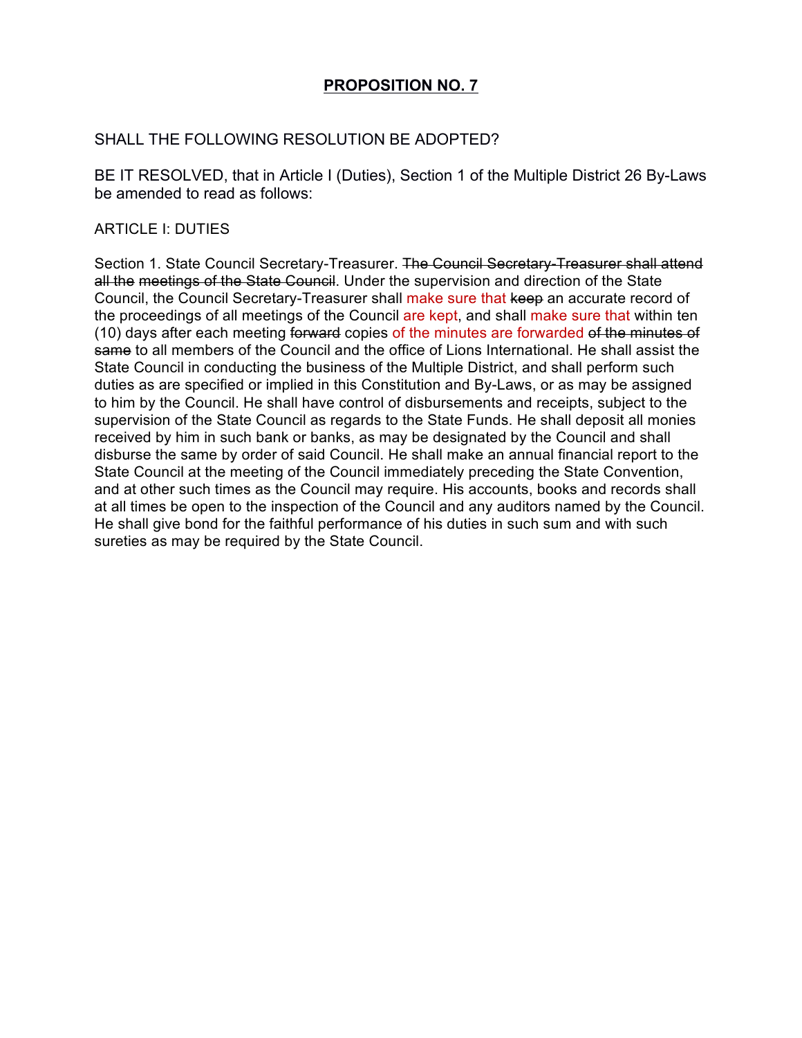## PROPOSITION NO. 7

SHALL THE FOLLOWING RESOLUTION BE ADOPTED?

BE IT RESOLVED, that in Article I (Duties), Section 1 of the Multiple District 26 By-Laws be amended to read as follows:

ARTICLE I: DUTIES

Section 1. State Council Secretary-Treasurer. ~~The Council Secretary-Treasurer shall attend all the meetings of the State Council~~. Under the supervision and direction of the State Council, the Council Secretary-Treasurer shall make sure that ~~keep~~ an accurate record of the proceedings of all meetings of the Council are kept, and shall make sure that within ten (10) days after each meeting ~~forward~~ copies of the minutes are forwarded ~~of the minutes of same~~ to all members of the Council and the office of Lions International. He shall assist the State Council in conducting the business of the Multiple District, and shall perform such duties as are specified or implied in this Constitution and By-Laws, or as may be assigned to him by the Council. He shall have control of disbursements and receipts, subject to the supervision of the State Council as regards to the State Funds. He shall deposit all monies received by him in such bank or banks, as may be designated by the Council and shall disburse the same by order of said Council. He shall make an annual financial report to the State Council at the meeting of the Council immediately preceding the State Convention, and at other such times as the Council may require. His accounts, books and records shall at all times be open to the inspection of the Council and any auditors named by the Council. He shall give bond for the faithful performance of his duties in such sum and with such sureties as may be required by the State Council.